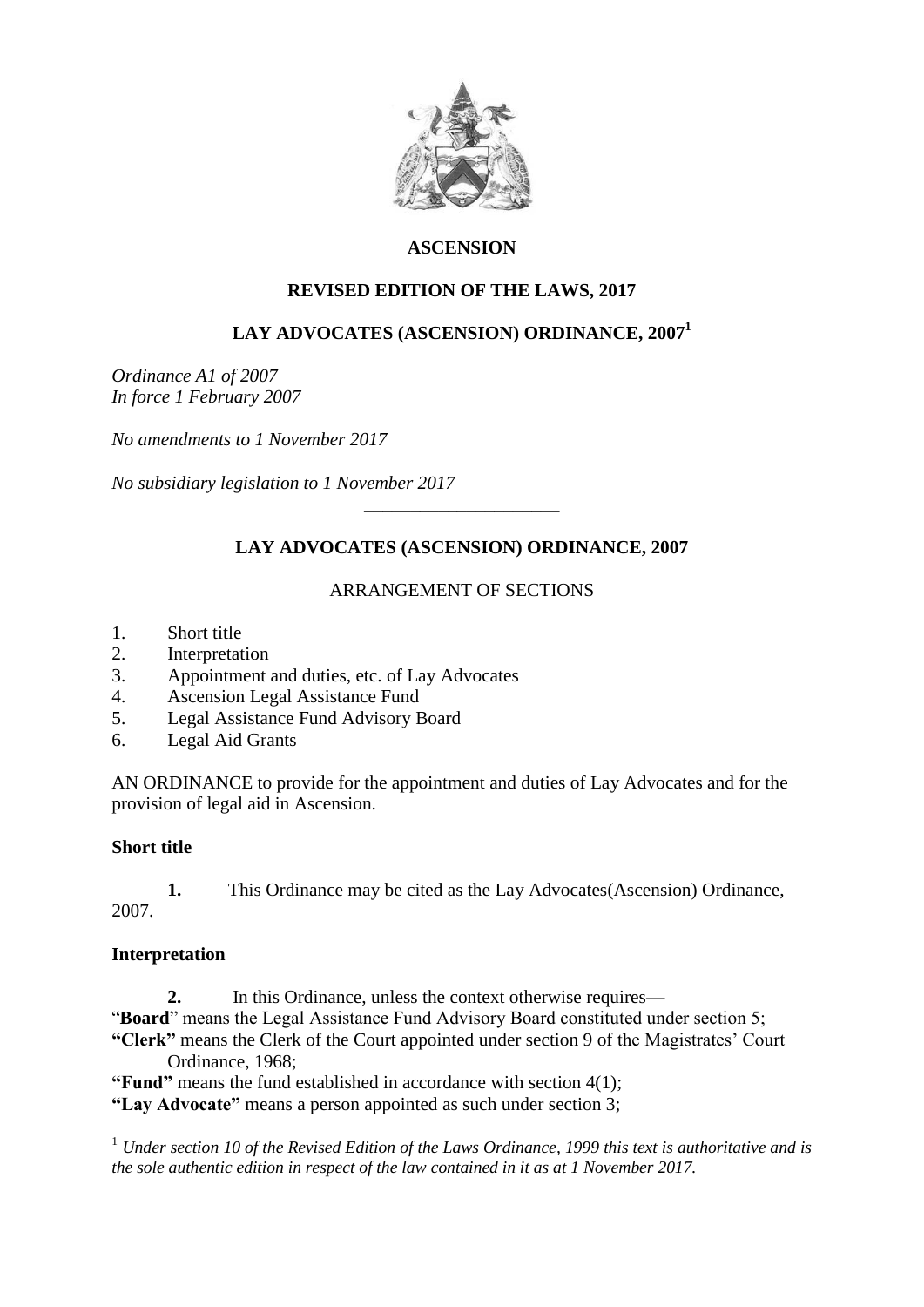# ASCENSION

## REVISED EDITION OF THE LAWS, 2017

## LAY ADVOCATES (ASCENSION) ORDINANCE, 2007[1]

*Ordinance A1 of 2007*
*In force 1 February 2007*

*No amendments to 1 November 2017*

*No subsidiary legislation to 1 November 2017*

---

## LAY ADVOCATES (ASCENSION) ORDINANCE, 2007

ARRANGEMENT OF SECTIONS

1. Short title
2. Interpretation
3. Appointment and duties, etc. of Lay Advocates
4. Ascension Legal Assistance Fund
5. Legal Assistance Fund Advisory Board
6. Legal Aid Grants

AN ORDINANCE to provide for the appointment and duties of Lay Advocates and for the provision of legal aid in Ascension.

### Short title

**1.** This Ordinance may be cited as the Lay Advocates(Ascension) Ordinance, 2007.

### Interpretation

**2.** In this Ordinance, unless the context otherwise requires—

"**Board**" means the Legal Assistance Fund Advisory Board constituted under section 5;

**"Clerk"** means the Clerk of the Court appointed under section 9 of the Magistrates' Court Ordinance, 1968;

**"Fund"** means the fund established in accordance with section 4(1);

**"Lay Advocate"** means a person appointed as such under section 3;

---

[1] *Under section 10 of the Revised Edition of the Laws Ordinance, 1999 this text is authoritative and is the sole authentic edition in respect of the law contained in it as at 1 November 2017.*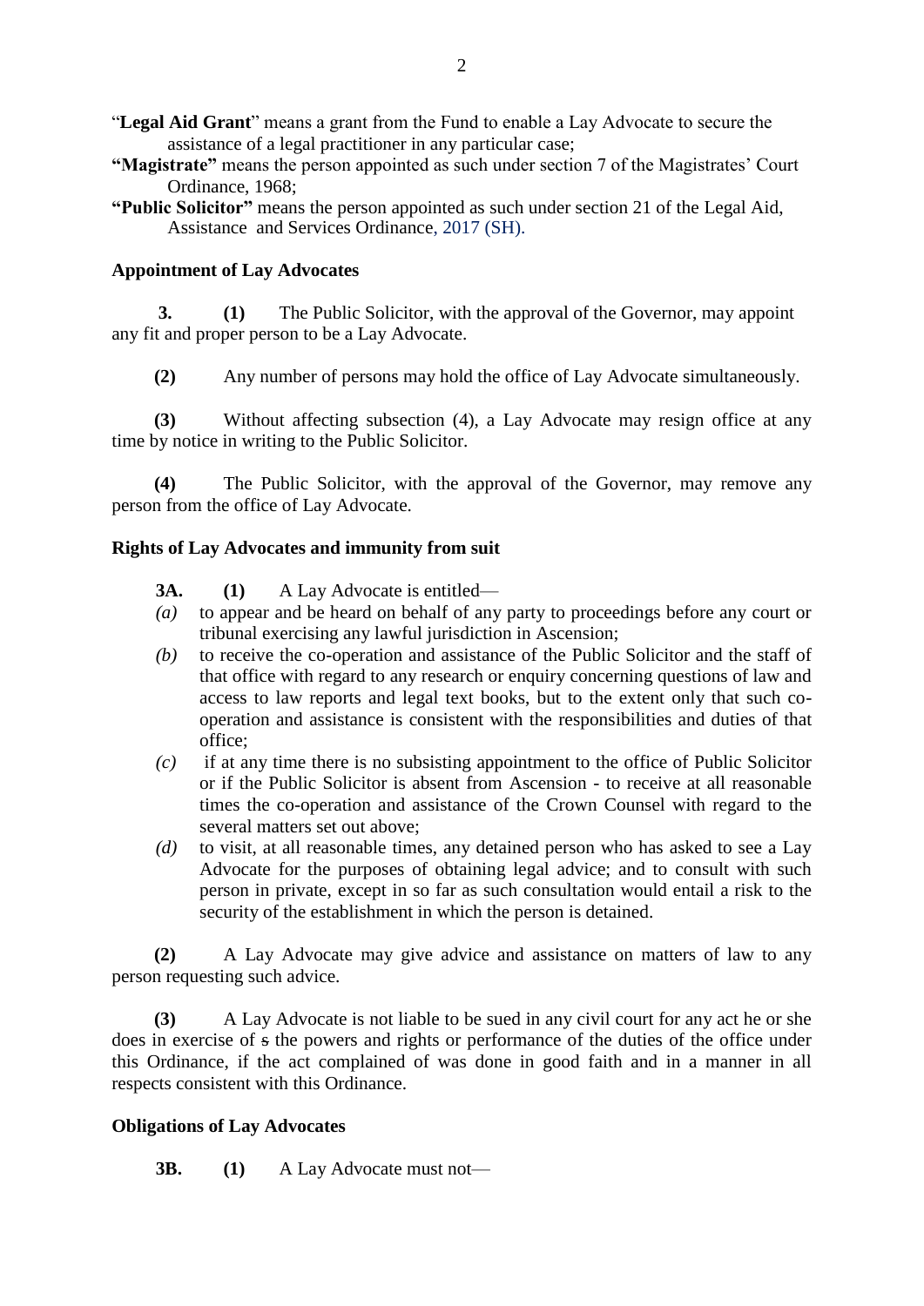"**Legal Aid Grant**" means a grant from the Fund to enable a Lay Advocate to secure the assistance of a legal practitioner in any particular case;

**"Magistrate"** means the person appointed as such under section 7 of the Magistrates' Court Ordinance, 1968;

**"Public Solicitor"** means the person appointed as such under section 21 of the Legal Aid, Assistance and Services Ordinance, 2017 (SH).

**Appointment of Lay Advocates**

**3.** **(1)** The Public Solicitor, with the approval of the Governor, may appoint any fit and proper person to be a Lay Advocate.

**(2)** Any number of persons may hold the office of Lay Advocate simultaneously.

**(3)** Without affecting subsection (4), a Lay Advocate may resign office at any time by notice in writing to the Public Solicitor.

**(4)** The Public Solicitor, with the approval of the Governor, may remove any person from the office of Lay Advocate.

**Rights of Lay Advocates and immunity from suit**

**3A.** **(1)** A Lay Advocate is entitled—

*(a)* to appear and be heard on behalf of any party to proceedings before any court or tribunal exercising any lawful jurisdiction in Ascension;

*(b)* to receive the co-operation and assistance of the Public Solicitor and the staff of that office with regard to any research or enquiry concerning questions of law and access to law reports and legal text books, but to the extent only that such co-operation and assistance is consistent with the responsibilities and duties of that office;

*(c)* if at any time there is no subsisting appointment to the office of Public Solicitor or if the Public Solicitor is absent from Ascension - to receive at all reasonable times the co-operation and assistance of the Crown Counsel with regard to the several matters set out above;

*(d)* to visit, at all reasonable times, any detained person who has asked to see a Lay Advocate for the purposes of obtaining legal advice; and to consult with such person in private, except in so far as such consultation would entail a risk to the security of the establishment in which the person is detained.

**(2)** A Lay Advocate may give advice and assistance on matters of law to any person requesting such advice.

**(3)** A Lay Advocate is not liable to be sued in any civil court for any act he or she does in exercise of ~~s~~ the powers and rights or performance of the duties of the office under this Ordinance, if the act complained of was done in good faith and in a manner in all respects consistent with this Ordinance.

**Obligations of Lay Advocates**

**3B.** **(1)** A Lay Advocate must not—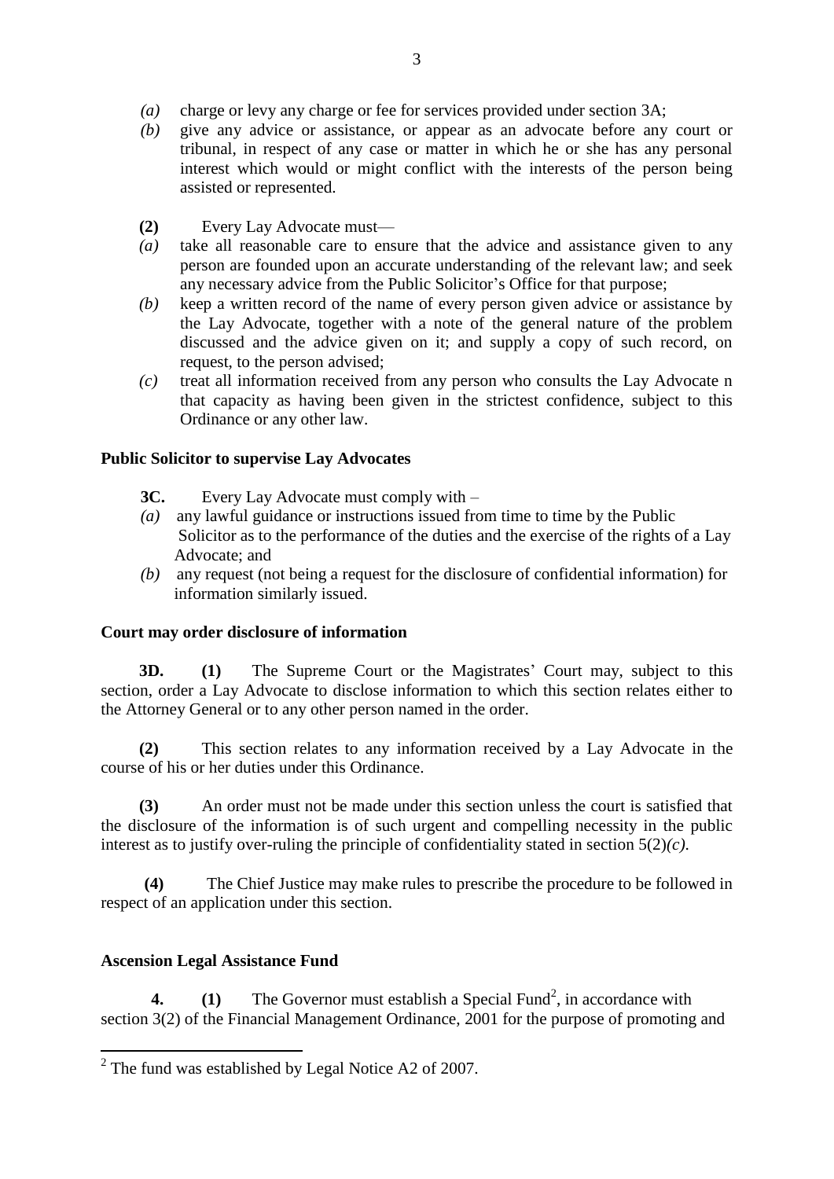*(a)* charge or levy any charge or fee for services provided under section 3A;

*(b)* give any advice or assistance, or appear as an advocate before any court or tribunal, in respect of any case or matter in which he or she has any personal interest which would or might conflict with the interests of the person being assisted or represented.

**(2)** Every Lay Advocate must—

*(a)* take all reasonable care to ensure that the advice and assistance given to any person are founded upon an accurate understanding of the relevant law; and seek any necessary advice from the Public Solicitor's Office for that purpose;

*(b)* keep a written record of the name of every person given advice or assistance by the Lay Advocate, together with a note of the general nature of the problem discussed and the advice given on it; and supply a copy of such record, on request, to the person advised;

*(c)* treat all information received from any person who consults the Lay Advocate n that capacity as having been given in the strictest confidence, subject to this Ordinance or any other law.

**Public Solicitor to supervise Lay Advocates**

**3C.** Every Lay Advocate must comply with –

*(a)* any lawful guidance or instructions issued from time to time by the Public Solicitor as to the performance of the duties and the exercise of the rights of a Lay Advocate; and

*(b)* any request (not being a request for the disclosure of confidential information) for information similarly issued.

**Court may order disclosure of information**

**3D.** **(1)** The Supreme Court or the Magistrates' Court may, subject to this section, order a Lay Advocate to disclose information to which this section relates either to the Attorney General or to any other person named in the order.

**(2)** This section relates to any information received by a Lay Advocate in the course of his or her duties under this Ordinance.

**(3)** An order must not be made under this section unless the court is satisfied that the disclosure of the information is of such urgent and compelling necessity in the public interest as to justify over-ruling the principle of confidentiality stated in section 5(2)*(c)*.

**(4)** The Chief Justice may make rules to prescribe the procedure to be followed in respect of an application under this section.

**Ascension Legal Assistance Fund**

**4.** **(1)** The Governor must establish a Special Fund[2], in accordance with section 3(2) of the Financial Management Ordinance, 2001 for the purpose of promoting and

[2] The fund was established by Legal Notice A2 of 2007.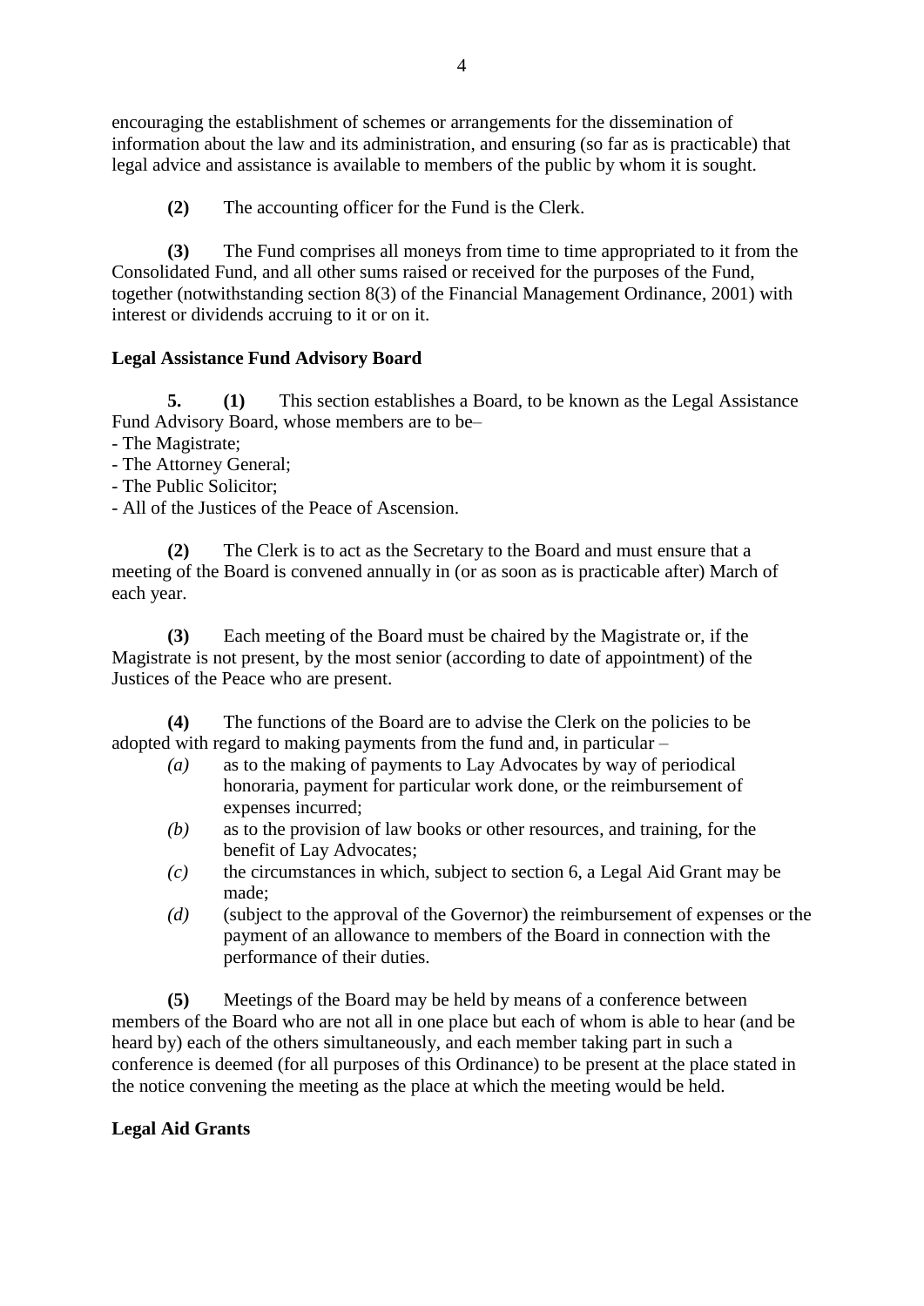encouraging the establishment of schemes or arrangements for the dissemination of information about the law and its administration, and ensuring (so far as is practicable) that legal advice and assistance is available to members of the public by whom it is sought.

**(2)** The accounting officer for the Fund is the Clerk.

**(3)** The Fund comprises all moneys from time to time appropriated to it from the Consolidated Fund, and all other sums raised or received for the purposes of the Fund, together (notwithstanding section 8(3) of the Financial Management Ordinance, 2001) with interest or dividends accruing to it or on it.

**Legal Assistance Fund Advisory Board**

**5.** **(1)** This section establishes a Board, to be known as the Legal Assistance Fund Advisory Board, whose members are to be–

- The Magistrate;
- The Attorney General;
- The Public Solicitor;
- All of the Justices of the Peace of Ascension.

**(2)** The Clerk is to act as the Secretary to the Board and must ensure that a meeting of the Board is convened annually in (or as soon as is practicable after) March of each year.

**(3)** Each meeting of the Board must be chaired by the Magistrate or, if the Magistrate is not present, by the most senior (according to date of appointment) of the Justices of the Peace who are present.

**(4)** The functions of the Board are to advise the Clerk on the policies to be adopted with regard to making payments from the fund and, in particular –

*(a)* as to the making of payments to Lay Advocates by way of periodical honoraria, payment for particular work done, or the reimbursement of expenses incurred;

*(b)* as to the provision of law books or other resources, and training, for the benefit of Lay Advocates;

*(c)* the circumstances in which, subject to section 6, a Legal Aid Grant may be made;

*(d)* (subject to the approval of the Governor) the reimbursement of expenses or the payment of an allowance to members of the Board in connection with the performance of their duties.

**(5)** Meetings of the Board may be held by means of a conference between members of the Board who are not all in one place but each of whom is able to hear (and be heard by) each of the others simultaneously, and each member taking part in such a conference is deemed (for all purposes of this Ordinance) to be present at the place stated in the notice convening the meeting as the place at which the meeting would be held.

**Legal Aid Grants**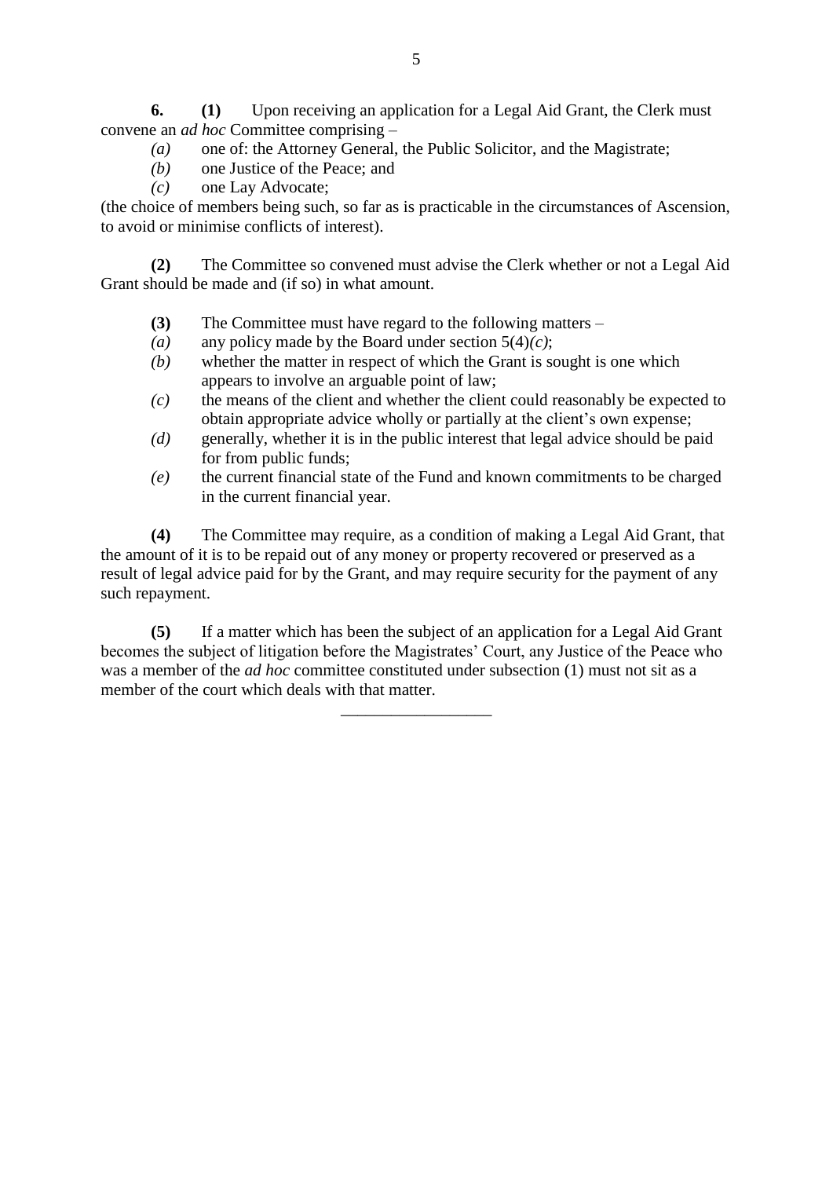**6.** **(1)** Upon receiving an application for a Legal Aid Grant, the Clerk must convene an *ad hoc* Committee comprising –

*(a)* one of: the Attorney General, the Public Solicitor, and the Magistrate;

*(b)* one Justice of the Peace; and

*(c)* one Lay Advocate;

(the choice of members being such, so far as is practicable in the circumstances of Ascension, to avoid or minimise conflicts of interest).

**(2)** The Committee so convened must advise the Clerk whether or not a Legal Aid Grant should be made and (if so) in what amount.

**(3)** The Committee must have regard to the following matters –

*(a)* any policy made by the Board under section 5(4)*(c)*;

*(b)* whether the matter in respect of which the Grant is sought is one which appears to involve an arguable point of law;

*(c)* the means of the client and whether the client could reasonably be expected to obtain appropriate advice wholly or partially at the client's own expense;

*(d)* generally, whether it is in the public interest that legal advice should be paid for from public funds;

*(e)* the current financial state of the Fund and known commitments to be charged in the current financial year.

**(4)** The Committee may require, as a condition of making a Legal Aid Grant, that the amount of it is to be repaid out of any money or property recovered or preserved as a result of legal advice paid for by the Grant, and may require security for the payment of any such repayment.

**(5)** If a matter which has been the subject of an application for a Legal Aid Grant becomes the subject of litigation before the Magistrates' Court, any Justice of the Peace who was a member of the *ad hoc* committee constituted under subsection (1) must not sit as a member of the court which deals with that matter.

\_\_\_\_\_\_\_\_\_\_\_\_\_\_\_\_\_\_